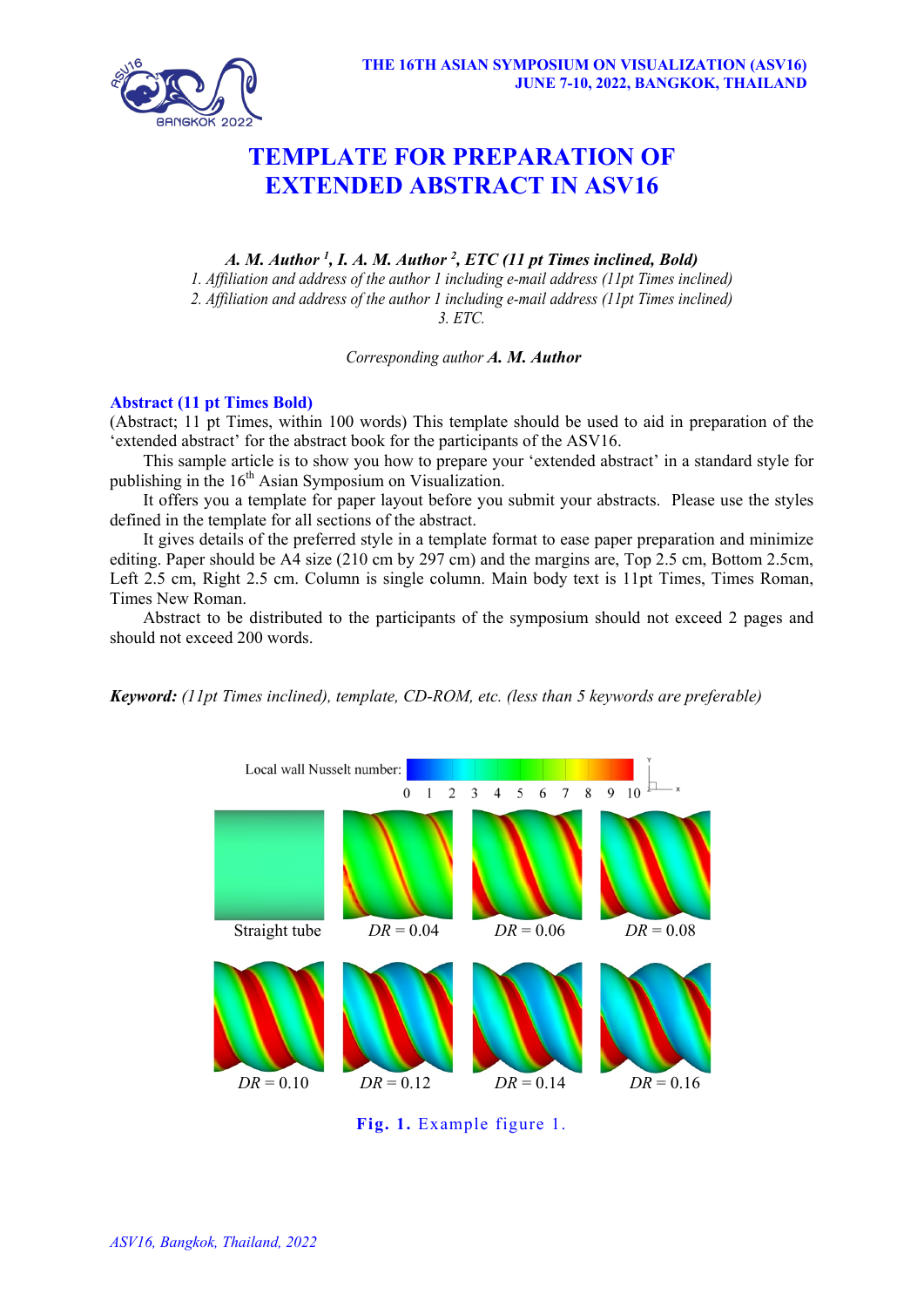# TEMPLATE FOR PREPARATION OF EXTENDED ABSTRACT IN ASV16

***A. M. Author [1], I. A. M. Author [2], ETC (11 pt Times inclined, Bold)***

*1. Affiliation and address of the author 1 including e-mail address (11pt Times inclined)*
*2. Affiliation and address of the author 1 including e-mail address (11pt Times inclined)*
*3. ETC.*

*Corresponding author* ***A. M. Author***

### Abstract (11 pt Times Bold)

(Abstract; 11 pt Times, within 100 words) This template should be used to aid in preparation of the 'extended abstract' for the abstract book for the participants of the ASV16.

This sample article is to show you how to prepare your 'extended abstract' in a standard style for publishing in the 16th Asian Symposium on Visualization.

It offers you a template for paper layout before you submit your abstracts. Please use the styles defined in the template for all sections of the abstract.

It gives details of the preferred style in a template format to ease paper preparation and minimize editing. Paper should be A4 size (210 cm by 297 cm) and the margins are, Top 2.5 cm, Bottom 2.5cm, Left 2.5 cm, Right 2.5 cm. Column is single column. Main body text is 11pt Times, Times Roman, Times New Roman.

Abstract to be distributed to the participants of the symposium should not exceed 2 pages and should not exceed 200 words.

***Keyword:*** *(11pt Times inclined), template, CD-ROM, etc. (less than 5 keywords are preferable)*

**Fig. 1.** Example figure 1.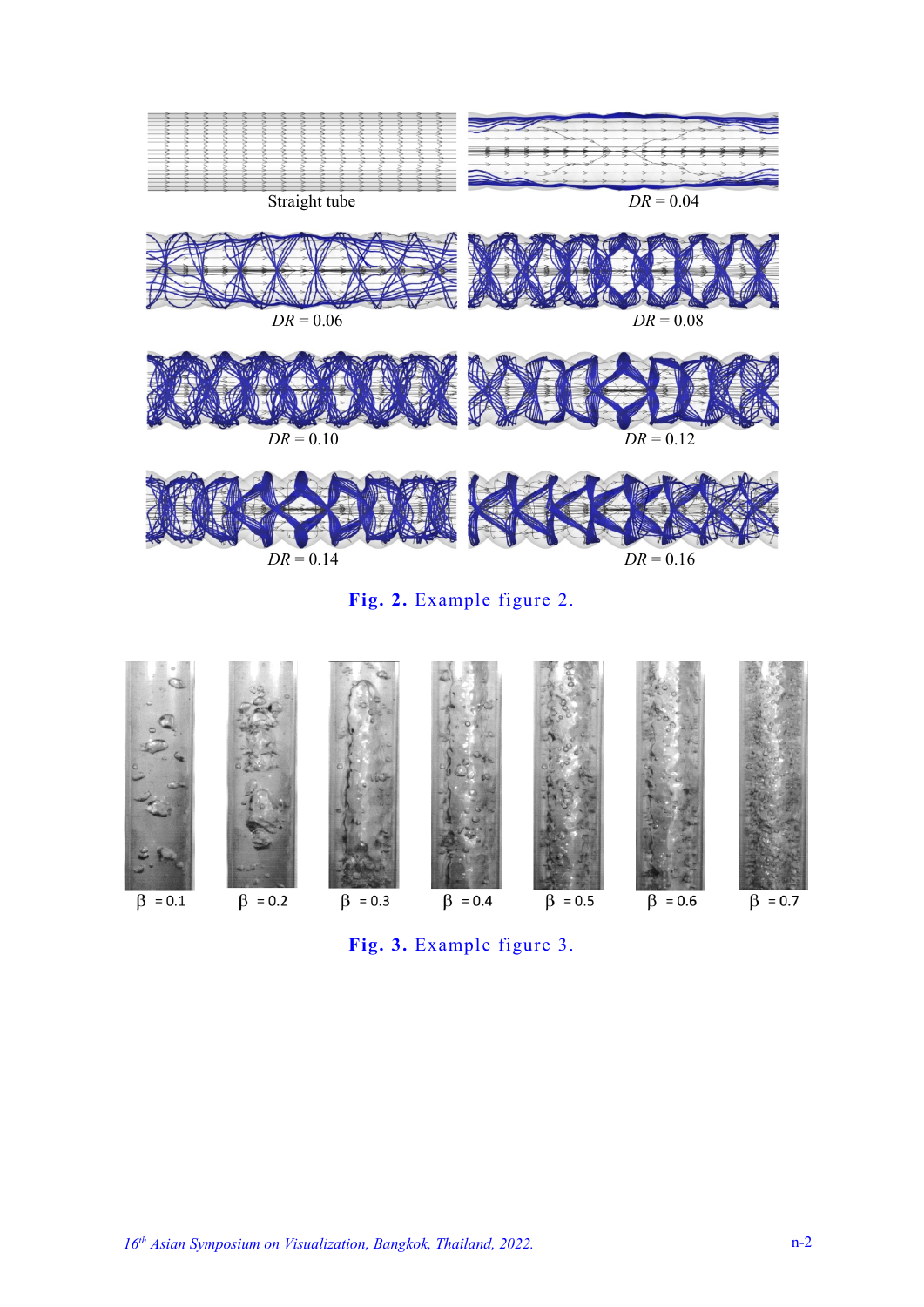Straight tube

$DR$ = 0.04

$DR$ = 0.06

$DR$ = 0.08

$DR$ = 0.10

$DR$ = 0.12

$DR$ = 0.14

$DR$ = 0.16

**Fig. 2.** Example figure 2.

$\beta$ = 0.1

$\beta$ = 0.2

$\beta$ = 0.3

$\beta$ = 0.4

$\beta$ = 0.5

$\beta$ = 0.6

$\beta$ = 0.7

**Fig. 3.** Example figure 3.